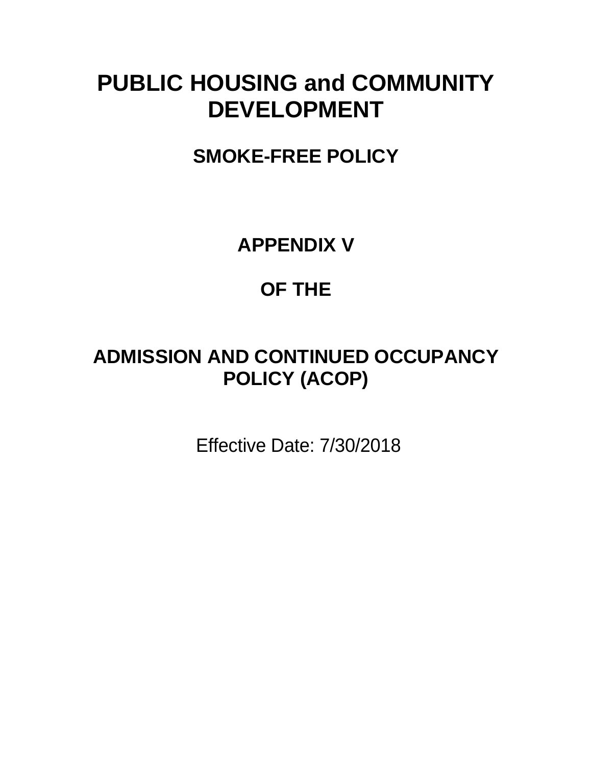# PUBLIC HOUSING and COMMUNITY DEVELOPMENT

## SMOKE-FREE POLICY

## APPENDIX V

## OF THE

## ADMISSION AND CONTINUED OCCUPANCY POLICY (ACOP)

Effective Date: 7/30/2018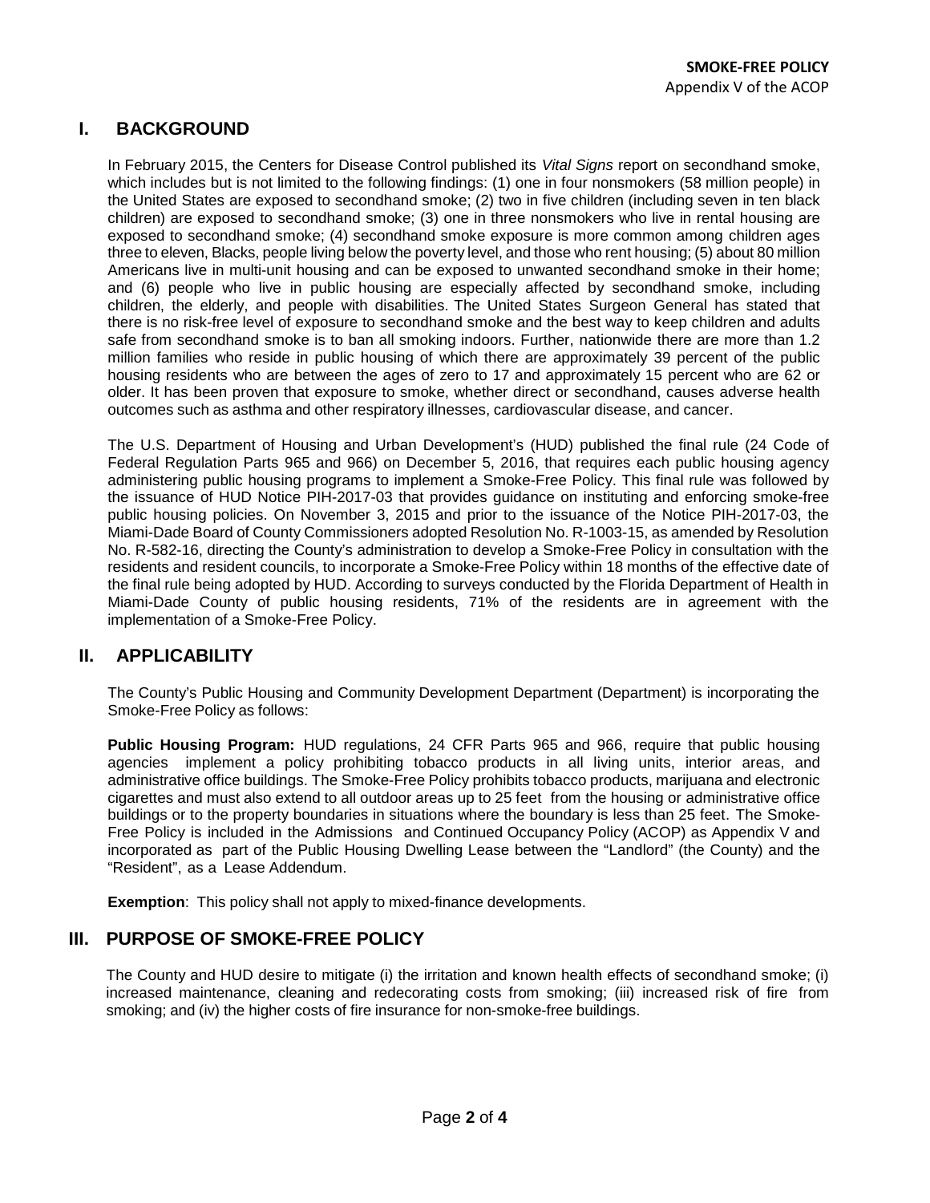## I. BACKGROUND

In February 2015, the Centers for Disease Control published its *Vital Signs* report on secondhand smoke, which includes but is not limited to the following findings: (1) one in four nonsmokers (58 million people) in the United States are exposed to secondhand smoke; (2) two in five children (including seven in ten black children) are exposed to secondhand smoke; (3) one in three nonsmokers who live in rental housing are exposed to secondhand smoke; (4) secondhand smoke exposure is more common among children ages three to eleven, Blacks, people living below the poverty level, and those who rent housing; (5) about 80 million Americans live in multi-unit housing and can be exposed to unwanted secondhand smoke in their home; and (6) people who live in public housing are especially affected by secondhand smoke, including children, the elderly, and people with disabilities. The United States Surgeon General has stated that there is no risk-free level of exposure to secondhand smoke and the best way to keep children and adults safe from secondhand smoke is to ban all smoking indoors. Further, nationwide there are more than 1.2 million families who reside in public housing of which there are approximately 39 percent of the public housing residents who are between the ages of zero to 17 and approximately 15 percent who are 62 or older. It has been proven that exposure to smoke, whether direct or secondhand, causes adverse health outcomes such as asthma and other respiratory illnesses, cardiovascular disease, and cancer.

The U.S. Department of Housing and Urban Development's (HUD) published the final rule (24 Code of Federal Regulation Parts 965 and 966) on December 5, 2016, that requires each public housing agency administering public housing programs to implement a Smoke-Free Policy. This final rule was followed by the issuance of HUD Notice PIH-2017-03 that provides guidance on instituting and enforcing smoke-free public housing policies. On November 3, 2015 and prior to the issuance of the Notice PIH-2017-03, the Miami-Dade Board of County Commissioners adopted Resolution No. R-1003-15, as amended by Resolution No. R-582-16, directing the County's administration to develop a Smoke-Free Policy in consultation with the residents and resident councils, to incorporate a Smoke-Free Policy within 18 months of the effective date of the final rule being adopted by HUD. According to surveys conducted by the Florida Department of Health in Miami-Dade County of public housing residents, 71% of the residents are in agreement with the implementation of a Smoke-Free Policy.

## II. APPLICABILITY

The County's Public Housing and Community Development Department (Department) is incorporating the Smoke-Free Policy as follows:

**Public Housing Program:** HUD regulations, 24 CFR Parts 965 and 966, require that public housing agencies implement a policy prohibiting tobacco products in all living units, interior areas, and administrative office buildings. The Smoke-Free Policy prohibits tobacco products, marijuana and electronic cigarettes and must also extend to all outdoor areas up to 25 feet from the housing or administrative office buildings or to the property boundaries in situations where the boundary is less than 25 feet. The Smoke-Free Policy is included in the Admissions and Continued Occupancy Policy (ACOP) as Appendix V and incorporated as part of the Public Housing Dwelling Lease between the "Landlord" (the County) and the "Resident", as a Lease Addendum.

**Exemption**: This policy shall not apply to mixed-finance developments.

## III. PURPOSE OF SMOKE-FREE POLICY

The County and HUD desire to mitigate (i) the irritation and known health effects of secondhand smoke; (i) increased maintenance, cleaning and redecorating costs from smoking; (iii) increased risk of fire from smoking; and (iv) the higher costs of fire insurance for non-smoke-free buildings.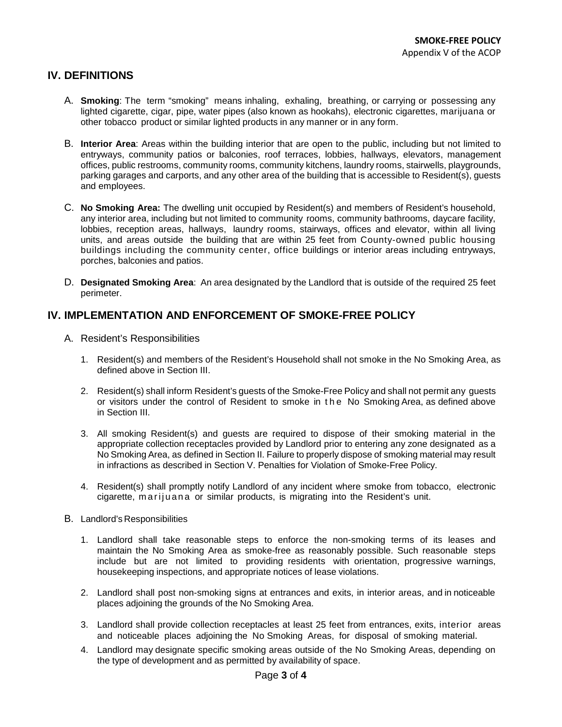## IV. DEFINITIONS

A. **Smoking**: The term "smoking" means inhaling, exhaling, breathing, or carrying or possessing any lighted cigarette, cigar, pipe, water pipes (also known as hookahs), electronic cigarettes, marijuana or other tobacco product or similar lighted products in any manner or in any form.

B. **Interior Area**: Areas within the building interior that are open to the public, including but not limited to entryways, community patios or balconies, roof terraces, lobbies, hallways, elevators, management offices, public restrooms, community rooms, community kitchens, laundry rooms, stairwells, playgrounds, parking garages and carports, and any other area of the building that is accessible to Resident(s), guests and employees.

C. **No Smoking Area:** The dwelling unit occupied by Resident(s) and members of Resident's household, any interior area, including but not limited to community rooms, community bathrooms, daycare facility, lobbies, reception areas, hallways, laundry rooms, stairways, offices and elevator, within all living units, and areas outside the building that are within 25 feet from County-owned public housing buildings including the community center, office buildings or interior areas including entryways, porches, balconies and patios.

D. **Designated Smoking Area**: An area designated by the Landlord that is outside of the required 25 feet perimeter.

## IV. IMPLEMENTATION AND ENFORCEMENT OF SMOKE-FREE POLICY

A. Resident's Responsibilities

1. Resident(s) and members of the Resident's Household shall not smoke in the No Smoking Area, as defined above in Section III.

2. Resident(s) shall inform Resident's guests of the Smoke-Free Policy and shall not permit any guests or visitors under the control of Resident to smoke in the No Smoking Area, as defined above in Section III.

3. All smoking Resident(s) and guests are required to dispose of their smoking material in the appropriate collection receptacles provided by Landlord prior to entering any zone designated as a No Smoking Area, as defined in Section II. Failure to properly dispose of smoking material may result in infractions as described in Section V. Penalties for Violation of Smoke-Free Policy.

4. Resident(s) shall promptly notify Landlord of any incident where smoke from tobacco, electronic cigarette, marijuana or similar products, is migrating into the Resident's unit.

B. Landlord's Responsibilities

1. Landlord shall take reasonable steps to enforce the non-smoking terms of its leases and maintain the No Smoking Area as smoke-free as reasonably possible. Such reasonable steps include but are not limited to providing residents with orientation, progressive warnings, housekeeping inspections, and appropriate notices of lease violations.

2. Landlord shall post non-smoking signs at entrances and exits, in interior areas, and in noticeable places adjoining the grounds of the No Smoking Area.

3. Landlord shall provide collection receptacles at least 25 feet from entrances, exits, interior areas and noticeable places adjoining the No Smoking Areas, for disposal of smoking material.

4. Landlord may designate specific smoking areas outside of the No Smoking Areas, depending on the type of development and as permitted by availability of space.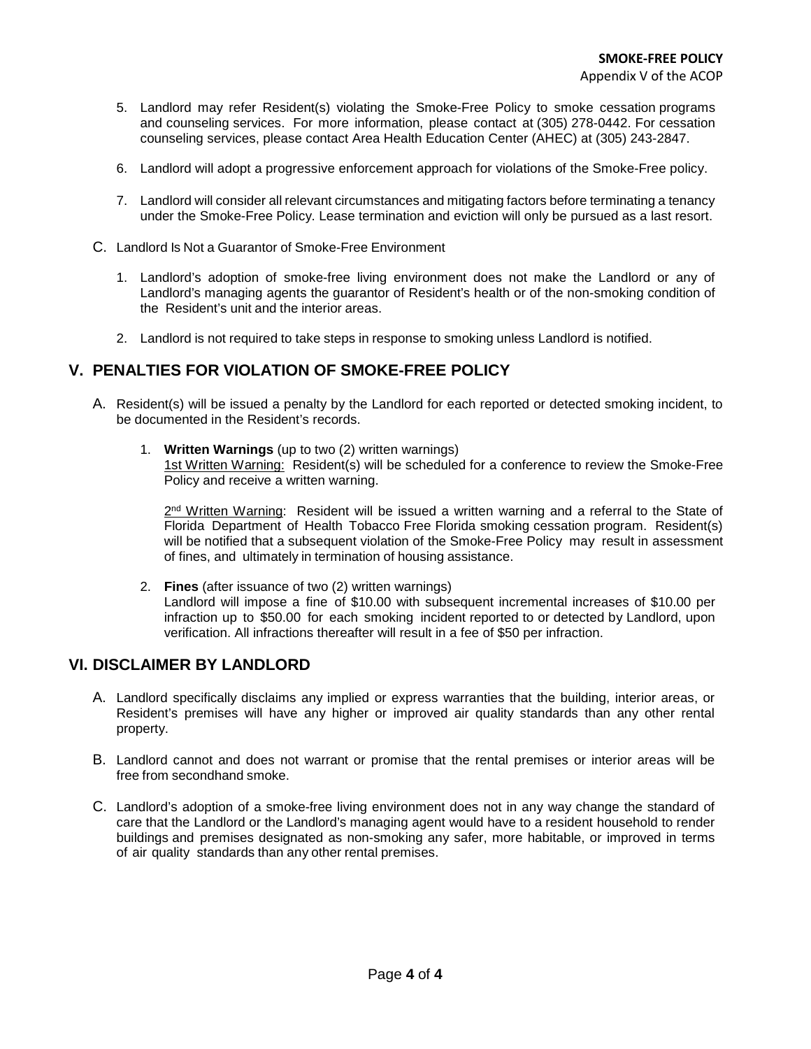5. Landlord may refer Resident(s) violating the Smoke-Free Policy to smoke cessation programs and counseling services. For more information, please contact at (305) 278-0442. For cessation counseling services, please contact Area Health Education Center (AHEC) at (305) 243-2847.

6. Landlord will adopt a progressive enforcement approach for violations of the Smoke-Free policy.

7. Landlord will consider all relevant circumstances and mitigating factors before terminating a tenancy under the Smoke-Free Policy. Lease termination and eviction will only be pursued as a last resort.

C. Landlord Is Not a Guarantor of Smoke-Free Environment

1. Landlord's adoption of smoke-free living environment does not make the Landlord or any of Landlord's managing agents the guarantor of Resident's health or of the non-smoking condition of the Resident's unit and the interior areas.

2. Landlord is not required to take steps in response to smoking unless Landlord is notified.

## V. PENALTIES FOR VIOLATION OF SMOKE-FREE POLICY

A. Resident(s) will be issued a penalty by the Landlord for each reported or detected smoking incident, to be documented in the Resident's records.

1. **Written Warnings** (up to two (2) written warnings)
   1st Written Warning: Resident(s) will be scheduled for a conference to review the Smoke-Free Policy and receive a written warning.

   2nd Written Warning: Resident will be issued a written warning and a referral to the State of Florida Department of Health Tobacco Free Florida smoking cessation program. Resident(s) will be notified that a subsequent violation of the Smoke-Free Policy may result in assessment of fines, and ultimately in termination of housing assistance.

2. **Fines** (after issuance of two (2) written warnings)
   Landlord will impose a fine of $10.00 with subsequent incremental increases of $10.00 per infraction up to $50.00 for each smoking incident reported to or detected by Landlord, upon verification. All infractions thereafter will result in a fee of $50 per infraction.

## VI. DISCLAIMER BY LANDLORD

A. Landlord specifically disclaims any implied or express warranties that the building, interior areas, or Resident's premises will have any higher or improved air quality standards than any other rental property.

B. Landlord cannot and does not warrant or promise that the rental premises or interior areas will be free from secondhand smoke.

C. Landlord's adoption of a smoke-free living environment does not in any way change the standard of care that the Landlord or the Landlord's managing agent would have to a resident household to render buildings and premises designated as non-smoking any safer, more habitable, or improved in terms of air quality standards than any other rental premises.